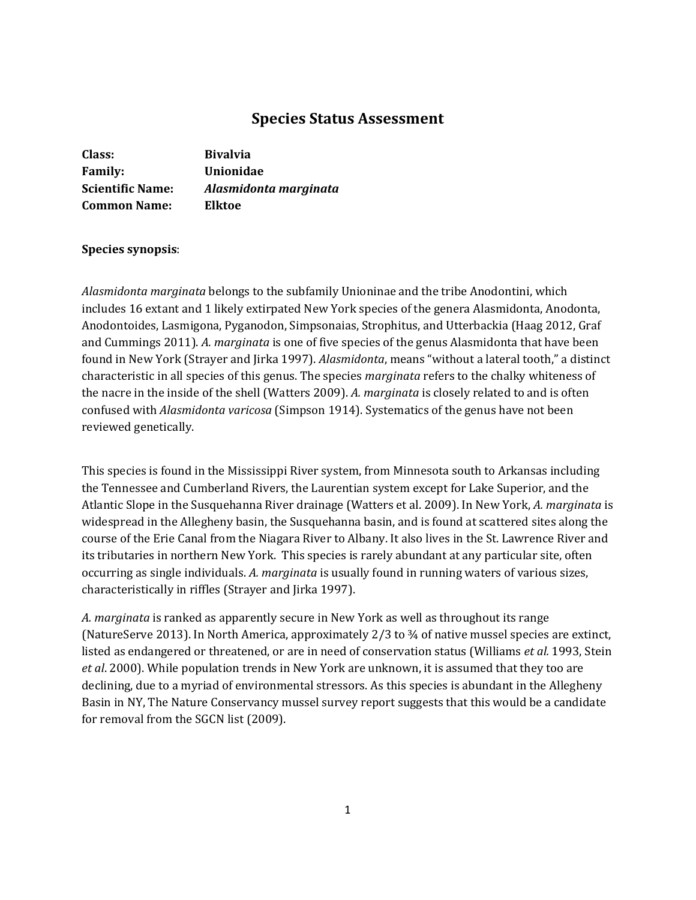# Species Status Assessment

**Class:** **Bivalvia**
**Family:** **Unionidae**
**Scientific Name:** ***Alasmidonta marginata***
**Common Name:** **Elktoe**

**Species synopsis**:

*Alasmidonta marginata* belongs to the subfamily Unioninae and the tribe Anodontini, which includes 16 extant and 1 likely extirpated New York species of the genera Alasmidonta, Anodonta, Anodontoides, Lasmigona, Pyganodon, Simpsonaias, Strophitus, and Utterbackia (Haag 2012, Graf and Cummings 2011). *A. marginata* is one of five species of the genus Alasmidonta that have been found in New York (Strayer and Jirka 1997). *Alasmidonta*, means "without a lateral tooth," a distinct characteristic in all species of this genus. The species *marginata* refers to the chalky whiteness of the nacre in the inside of the shell (Watters 2009). *A. marginata* is closely related to and is often confused with *Alasmidonta varicosa* (Simpson 1914). Systematics of the genus have not been reviewed genetically.

This species is found in the Mississippi River system, from Minnesota south to Arkansas including the Tennessee and Cumberland Rivers, the Laurentian system except for Lake Superior, and the Atlantic Slope in the Susquehanna River drainage (Watters et al. 2009). In New York, *A. marginata* is widespread in the Allegheny basin, the Susquehanna basin, and is found at scattered sites along the course of the Erie Canal from the Niagara River to Albany. It also lives in the St. Lawrence River and its tributaries in northern New York. This species is rarely abundant at any particular site, often occurring as single individuals. *A. marginata* is usually found in running waters of various sizes, characteristically in riffles (Strayer and Jirka 1997).

*A. marginata* is ranked as apparently secure in New York as well as throughout its range (NatureServe 2013). In North America, approximately 2/3 to ¾ of native mussel species are extinct, listed as endangered or threatened, or are in need of conservation status (Williams *et al.* 1993, Stein *et al*. 2000). While population trends in New York are unknown, it is assumed that they too are declining, due to a myriad of environmental stressors. As this species is abundant in the Allegheny Basin in NY, The Nature Conservancy mussel survey report suggests that this would be a candidate for removal from the SGCN list (2009).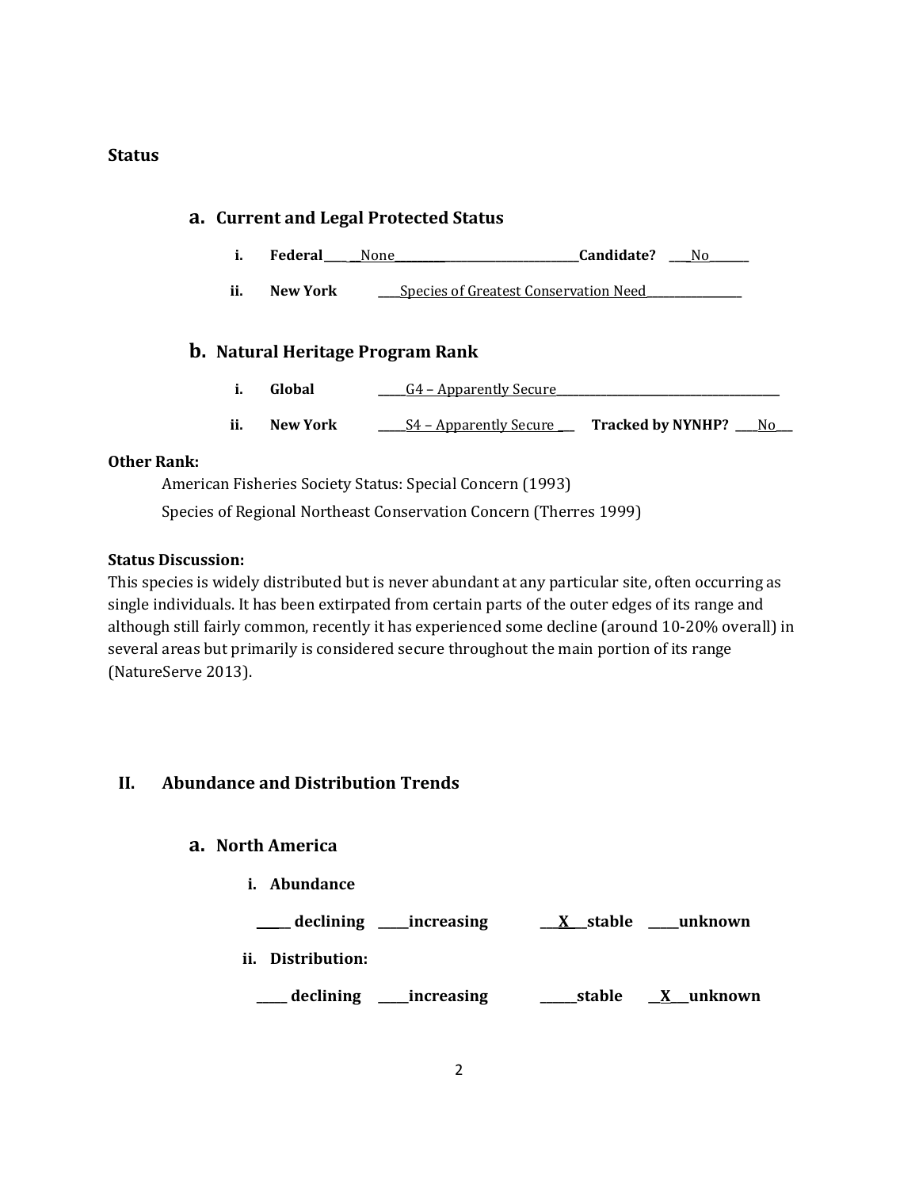## Status

### a. Current and Legal Protected Status

i. **Federal** ____ __None__________________________________ **Candidate?** ___No_______

ii. **New York** ____Species of Greatest Conservation Need_________________

### b. Natural Heritage Program Rank

i. **Global** _____G4 – Apparently Secure________________________________________

ii. **New York** _____S4 – Apparently Secure ___ **Tracked by NYNHP?** ____No___

**Other Rank:**

American Fisheries Society Status: Special Concern (1993)

Species of Regional Northeast Conservation Concern (Therres 1999)

**Status Discussion:**

This species is widely distributed but is never abundant at any particular site, often occurring as single individuals. It has been extirpated from certain parts of the outer edges of its range and although still fairly common, recently it has experienced some decline (around 10-20% overall) in several areas but primarily is considered secure throughout the main portion of its range (NatureServe 2013).

## II. Abundance and Distribution Trends

### a. North America

**i. Abundance**

**_____ declining _____increasing ___X___stable _____unknown**

**ii. Distribution:**

**_____ declining _____increasing ______stable __X___unknown**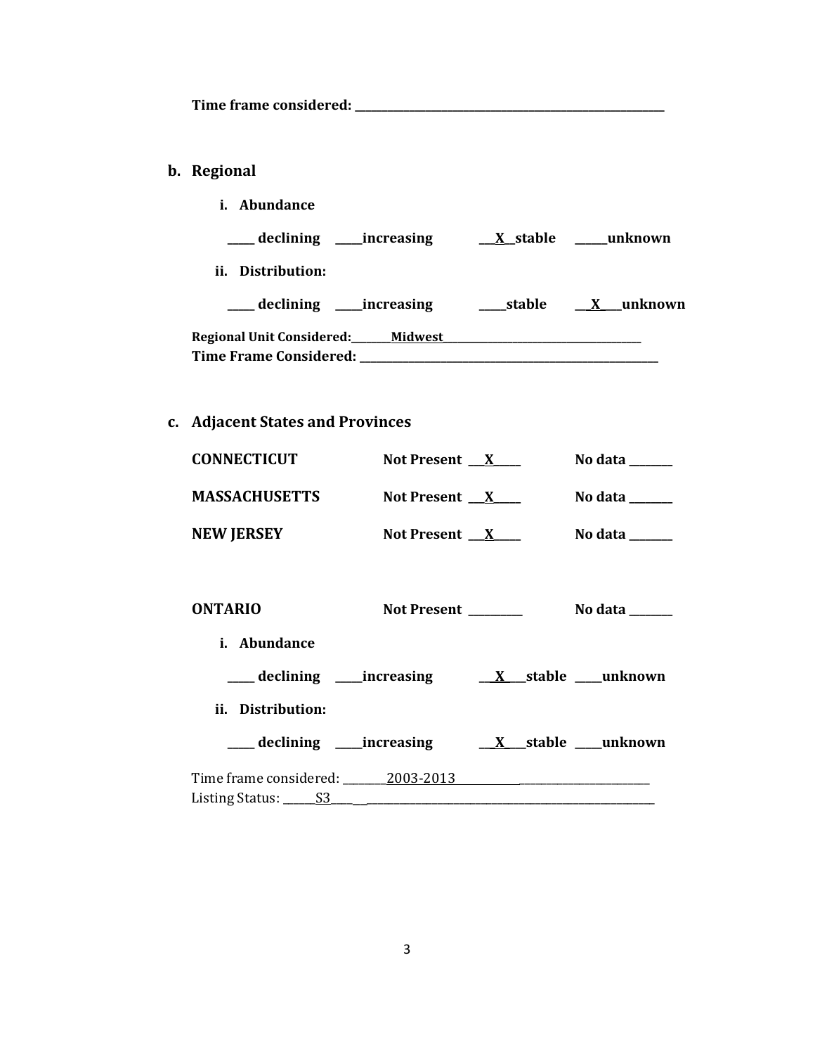**Time frame considered: ___________________________________________**

**b. Regional**

**i. Abundance**

**_____ declining _____increasing __X__stable _____unknown**

**ii. Distribution:**

**_____ declining _____increasing _____stable __X___unknown**

**Regional Unit Considered:________Midwest________________________________**
**Time Frame Considered: ___________________________________________**

**c. Adjacent States and Provinces**

| | | |
|---|---|---|
| **CONNECTICUT** | **Not Present __X___** | **No data _______** |
| **MASSACHUSETTS** | **Not Present __X___** | **No data _______** |
| **NEW JERSEY** | **Not Present __X___** | **No data _______** |

| | | |
|---|---|---|
| **ONTARIO** | **Not Present ________** | **No data _______** |

**i. Abundance**

**_____ declining _____increasing __X___stable _____unknown**

**ii. Distribution:**

**_____ declining _____increasing __X___stable _____unknown**

Time frame considered: ________2003-2013______________________________
Listing Status: ______S3______________________________________________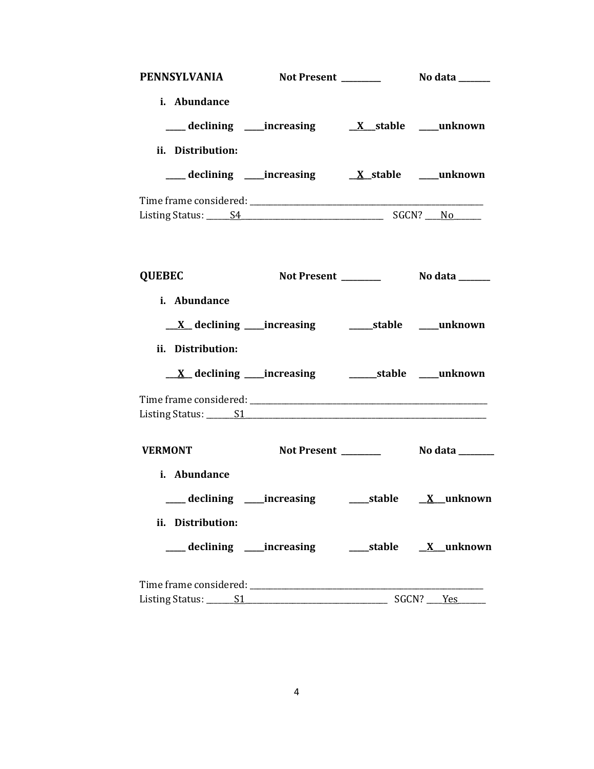**PENNSYLVANIA** **Not Present** ________ **No data** ________

**i. Abundance**

**____ declining ____increasing __X__stable ____unknown**

**ii. Distribution:**

**____ declining ____increasing __X__stable ____unknown**

Time frame considered: ___________________________________________

Listing Status: ______S4__________________________ SGCN? ____No______

**QUEBEC** **Not Present** ________ **No data** ________

**i. Abundance**

**__X__ declining ____increasing _____stable ____unknown**

**ii. Distribution:**

**__X__ declining ____increasing _____stable ____unknown**

Time frame considered: ___________________________________________

Listing Status: ______S1__________________________________________

**VERMONT** **Not Present** ________ **No data** ________

**i. Abundance**

**____ declining ____increasing ____stable __X__unknown**

**ii. Distribution:**

**____ declining ____increasing ____stable __X__unknown**

Time frame considered: ___________________________________________

Listing Status: ______S1__________________________ SGCN? ____Yes______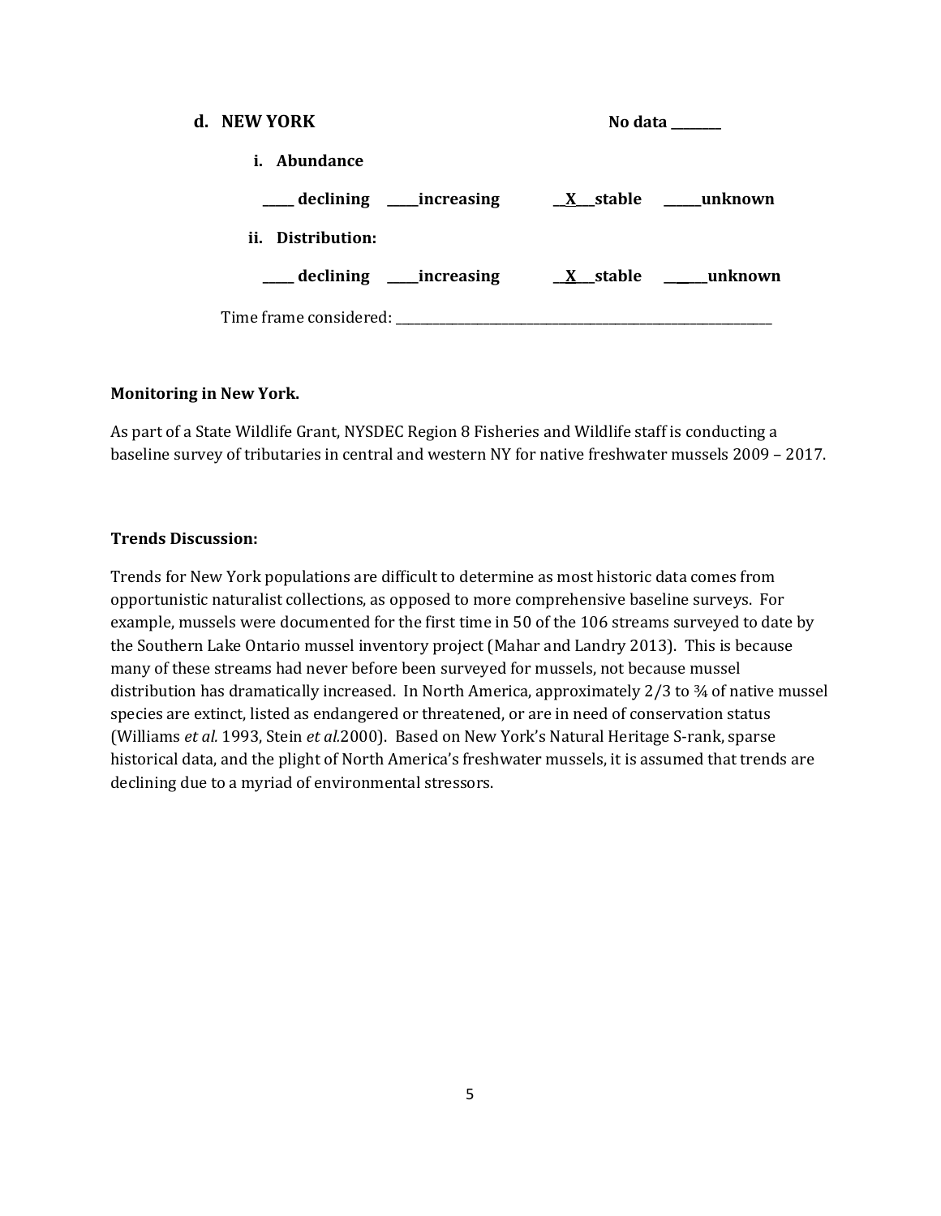**d. NEW YORK** **No data \_\_\_\_\_\_\_\_**

**i. Abundance**

**\_\_\_\_\_ declining \_\_\_\_\_increasing \_\_X\_\_\_stable \_\_\_\_\_\_unknown**

**ii. Distribution:**

**\_\_\_\_\_ declining \_\_\_\_\_increasing \_\_X\_\_\_stable \_\_\_\_\_\_unknown**

Time frame considered: \_\_\_\_\_\_\_\_\_\_\_\_\_\_\_\_\_\_\_\_\_\_\_\_\_\_\_\_\_\_\_\_\_\_\_\_\_\_\_\_\_\_\_\_\_\_\_\_\_\_\_\_\_\_\_\_\_\_\_\_\_\_\_\_

**Monitoring in New York.**

As part of a State Wildlife Grant, NYSDEC Region 8 Fisheries and Wildlife staff is conducting a baseline survey of tributaries in central and western NY for native freshwater mussels 2009 – 2017.

**Trends Discussion:**

Trends for New York populations are difficult to determine as most historic data comes from opportunistic naturalist collections, as opposed to more comprehensive baseline surveys. For example, mussels were documented for the first time in 50 of the 106 streams surveyed to date by the Southern Lake Ontario mussel inventory project (Mahar and Landry 2013). This is because many of these streams had never before been surveyed for mussels, not because mussel distribution has dramatically increased. In North America, approximately 2/3 to ¾ of native mussel species are extinct, listed as endangered or threatened, or are in need of conservation status (Williams *et al.* 1993, Stein *et al.*2000). Based on New York's Natural Heritage S-rank, sparse historical data, and the plight of North America's freshwater mussels, it is assumed that trends are declining due to a myriad of environmental stressors.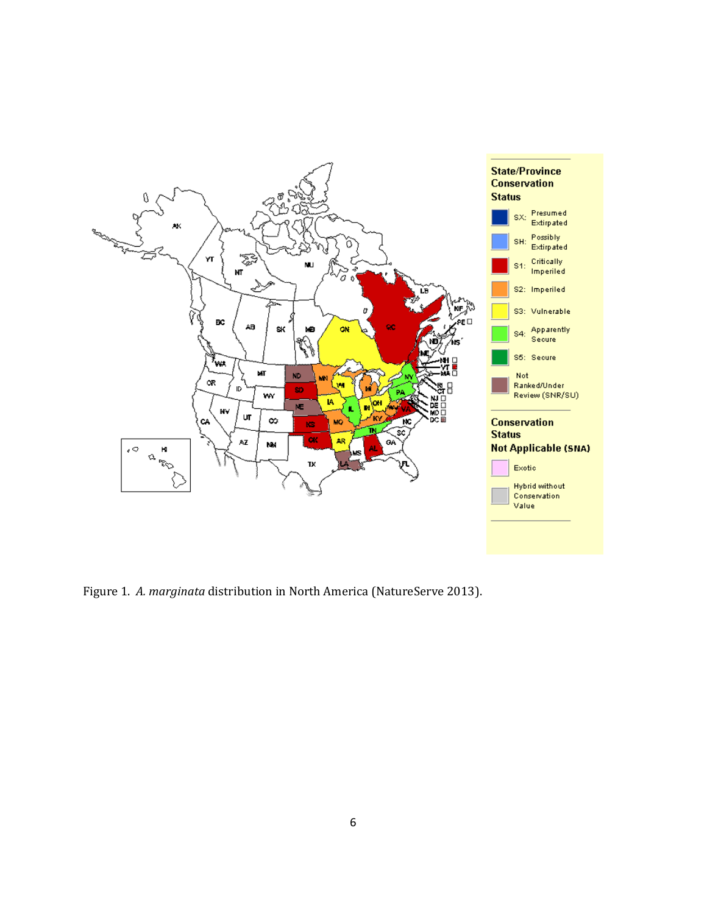Figure 1. *A. marginata* distribution in North America (NatureServe 2013).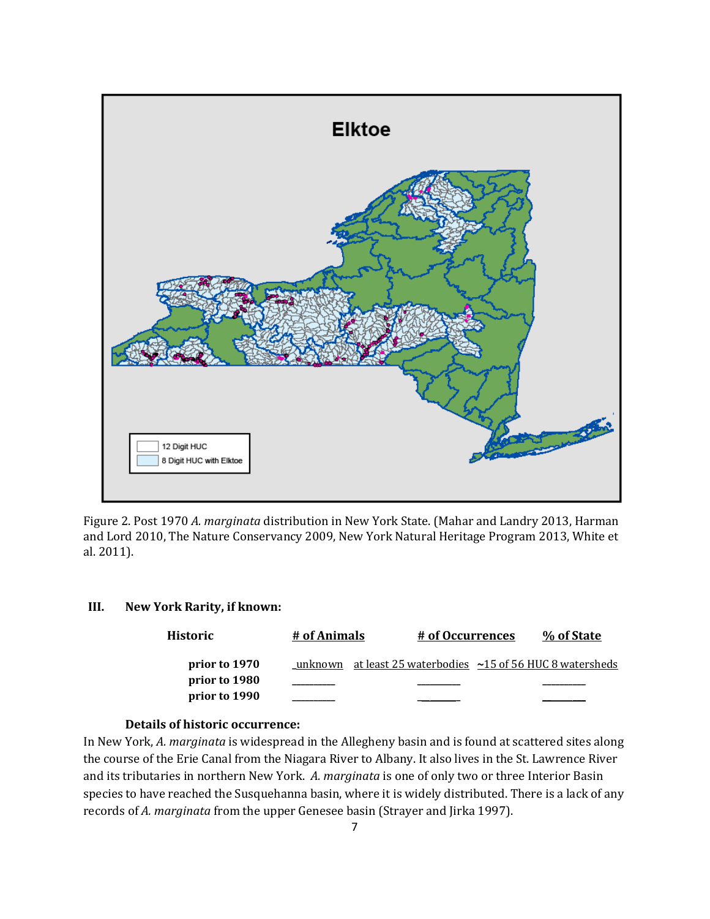Figure 2. Post 1970 *A. marginata* distribution in New York State. (Mahar and Landry 2013, Harman and Lord 2010, The Nature Conservancy 2009, New York Natural Heritage Program 2013, White et al. 2011).

### III. New York Rarity, if known:

| Historic | # of Animals | # of Occurrences | % of State |
|---|---|---|---|
| prior to 1970 | unknown | at least 25 waterbodies | ~15 of 56 HUC 8 watersheds |
| prior to 1980 | ________ | ________ | ________ |
| prior to 1990 | ________ | ________ | ________ |

**Details of historic occurrence:**

In New York, *A. marginata* is widespread in the Allegheny basin and is found at scattered sites along the course of the Erie Canal from the Niagara River to Albany. It also lives in the St. Lawrence River and its tributaries in northern New York. *A. marginata* is one of only two or three Interior Basin species to have reached the Susquehanna basin, where it is widely distributed. There is a lack of any records of *A. marginata* from the upper Genesee basin (Strayer and Jirka 1997).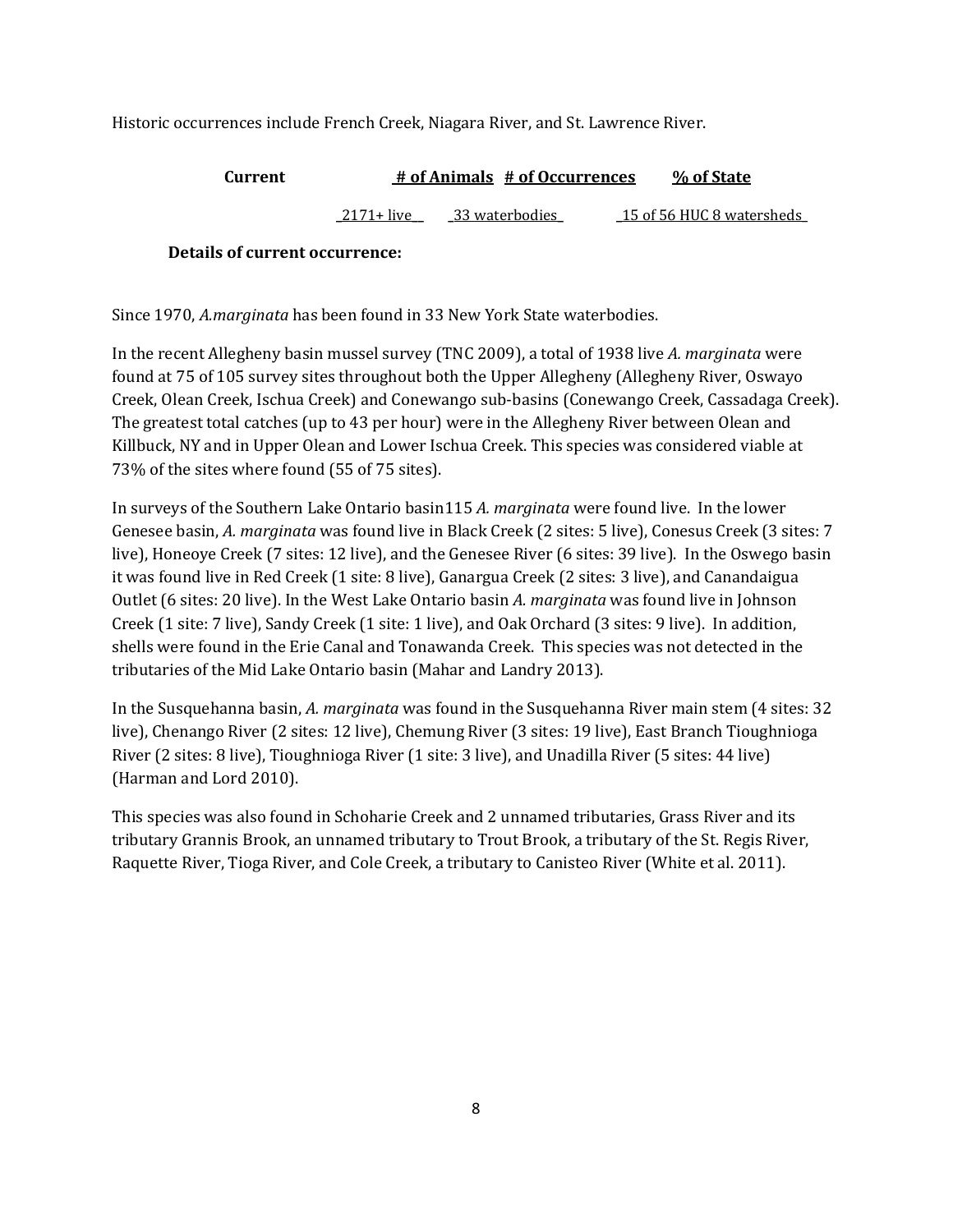Historic occurrences include French Creek, Niagara River, and St. Lawrence River.

| Current | # of Animals | # of Occurrences | % of State |
|---|---|---|---|
| | 2171+ live | 33 waterbodies | 15 of 56 HUC 8 watersheds |

**Details of current occurrence:**

Since 1970, *A.marginata* has been found in 33 New York State waterbodies.

In the recent Allegheny basin mussel survey (TNC 2009), a total of 1938 live *A. marginata* were found at 75 of 105 survey sites throughout both the Upper Allegheny (Allegheny River, Oswayo Creek, Olean Creek, Ischua Creek) and Conewango sub-basins (Conewango Creek, Cassadaga Creek). The greatest total catches (up to 43 per hour) were in the Allegheny River between Olean and Killbuck, NY and in Upper Olean and Lower Ischua Creek. This species was considered viable at 73% of the sites where found (55 of 75 sites).

In surveys of the Southern Lake Ontario basin115 *A. marginata* were found live. In the lower Genesee basin, *A. marginata* was found live in Black Creek (2 sites: 5 live), Conesus Creek (3 sites: 7 live), Honeoye Creek (7 sites: 12 live), and the Genesee River (6 sites: 39 live). In the Oswego basin it was found live in Red Creek (1 site: 8 live), Ganargua Creek (2 sites: 3 live), and Canandaigua Outlet (6 sites: 20 live). In the West Lake Ontario basin *A. marginata* was found live in Johnson Creek (1 site: 7 live), Sandy Creek (1 site: 1 live), and Oak Orchard (3 sites: 9 live). In addition, shells were found in the Erie Canal and Tonawanda Creek. This species was not detected in the tributaries of the Mid Lake Ontario basin (Mahar and Landry 2013).

In the Susquehanna basin, *A. marginata* was found in the Susquehanna River main stem (4 sites: 32 live), Chenango River (2 sites: 12 live), Chemung River (3 sites: 19 live), East Branch Tioughnioga River (2 sites: 8 live), Tioughnioga River (1 site: 3 live), and Unadilla River (5 sites: 44 live) (Harman and Lord 2010).

This species was also found in Schoharie Creek and 2 unnamed tributaries, Grass River and its tributary Grannis Brook, an unnamed tributary to Trout Brook, a tributary of the St. Regis River, Raquette River, Tioga River, and Cole Creek, a tributary to Canisteo River (White et al. 2011).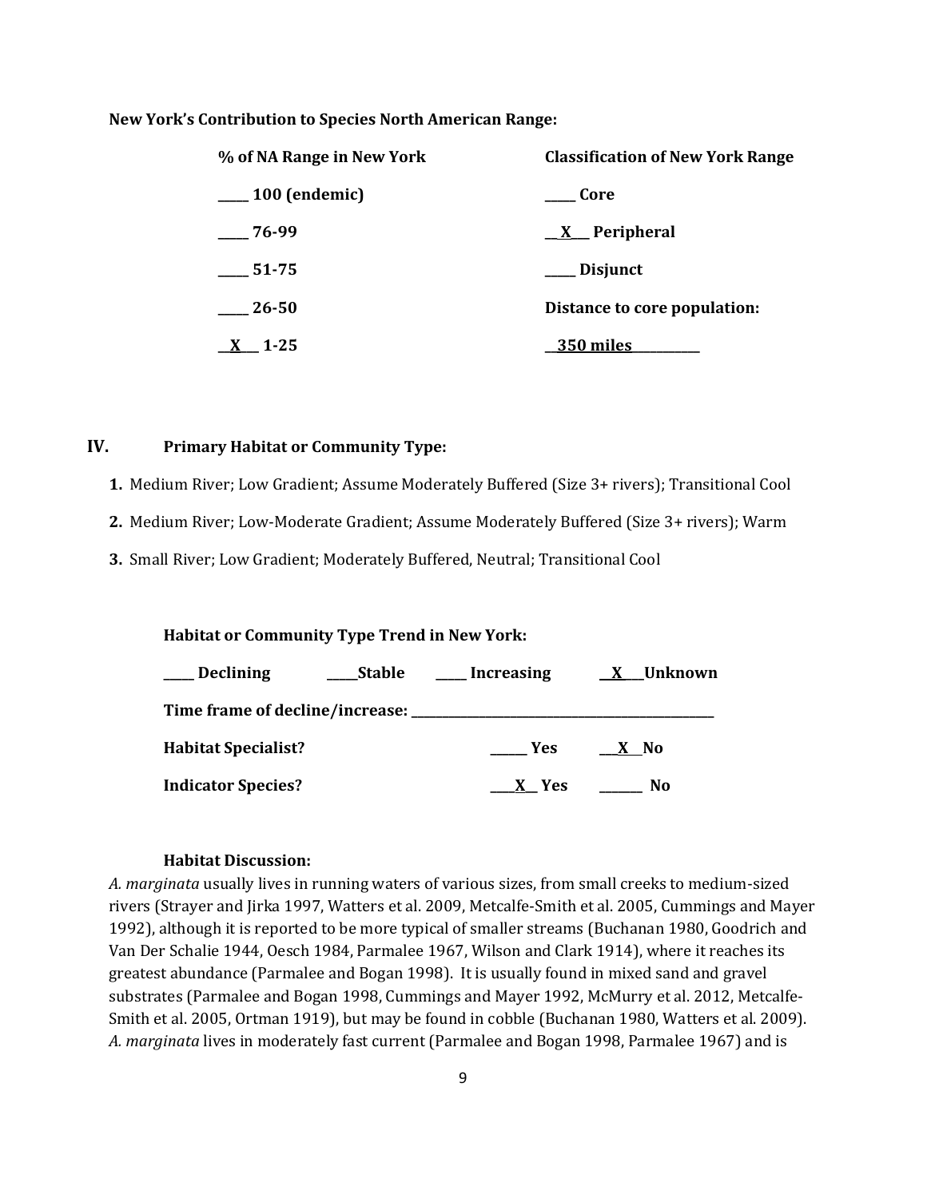**New York's Contribution to Species North American Range:**

| % of NA Range in New York | Classification of New York Range |
|---|---|
| ____ 100 (endemic) | ____ Core |
| ____ 76-99 | __X__ Peripheral |
| ____ 51-75 | ____ Disjunct |
| ____ 26-50 | Distance to core population: |
| __X__ 1-25 | __350 miles__ |

## IV. Primary Habitat or Community Type:

1. Medium River; Low Gradient; Assume Moderately Buffered (Size 3+ rivers); Transitional Cool
2. Medium River; Low-Moderate Gradient; Assume Moderately Buffered (Size 3+ rivers); Warm
3. Small River; Low Gradient; Moderately Buffered, Neutral; Transitional Cool

**Habitat or Community Type Trend in New York:**

____ **Declining** ____ **Stable** ____ **Increasing** __X__ **Unknown**

**Time frame of decline/increase:** ____________________

**Habitat Specialist?** ____ **Yes** __X__ **No**

**Indicator Species?** __X__ **Yes** ____ **No**

**Habitat Discussion:**

*A. marginata* usually lives in running waters of various sizes, from small creeks to medium-sized rivers (Strayer and Jirka 1997, Watters et al. 2009, Metcalfe-Smith et al. 2005, Cummings and Mayer 1992), although it is reported to be more typical of smaller streams (Buchanan 1980, Goodrich and Van Der Schalie 1944, Oesch 1984, Parmalee 1967, Wilson and Clark 1914), where it reaches its greatest abundance (Parmalee and Bogan 1998). It is usually found in mixed sand and gravel substrates (Parmalee and Bogan 1998, Cummings and Mayer 1992, McMurry et al. 2012, Metcalfe-Smith et al. 2005, Ortman 1919), but may be found in cobble (Buchanan 1980, Watters et al. 2009). *A. marginata* lives in moderately fast current (Parmalee and Bogan 1998, Parmalee 1967) and is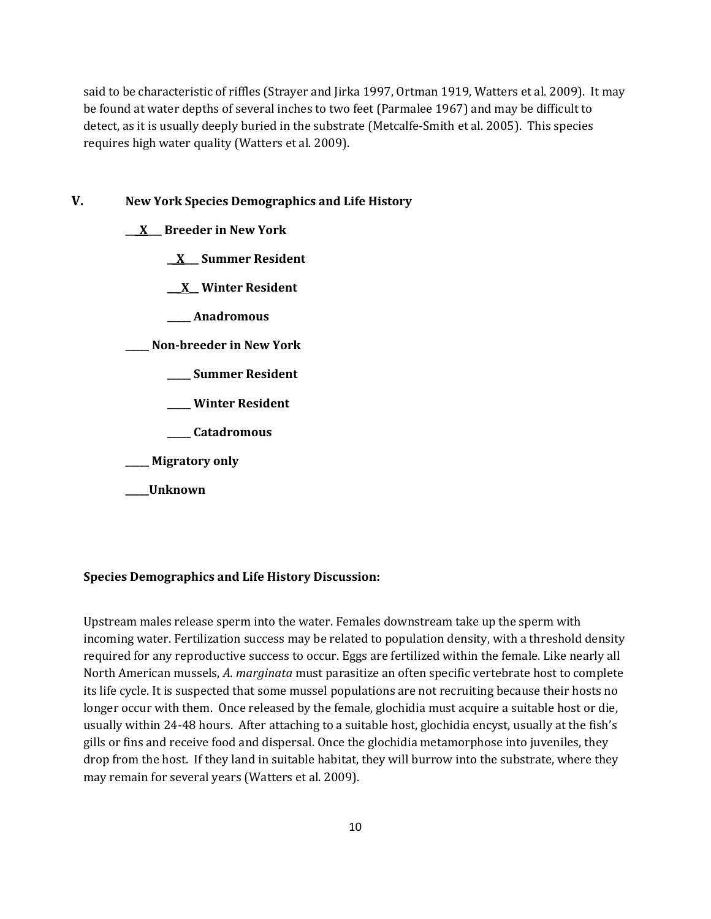said to be characteristic of riffles (Strayer and Jirka 1997, Ortman 1919, Watters et al. 2009). It may be found at water depths of several inches to two feet (Parmalee 1967) and may be difficult to detect, as it is usually deeply buried in the substrate (Metcalfe-Smith et al. 2005). This species requires high water quality (Watters et al. 2009).

## V. New York Species Demographics and Life History

**\_\_X\_\_ Breeder in New York**

- **\_\_X\_\_ Summer Resident**
- **\_\_X\_\_ Winter Resident**
- **\_\_\_\_\_ Anadromous**

**\_\_\_\_\_ Non-breeder in New York**

- **\_\_\_\_\_ Summer Resident**
- **\_\_\_\_\_ Winter Resident**
- **\_\_\_\_\_ Catadromous**

**\_\_\_\_\_ Migratory only**

**\_\_\_\_\_Unknown**

**Species Demographics and Life History Discussion:**

Upstream males release sperm into the water. Females downstream take up the sperm with incoming water. Fertilization success may be related to population density, with a threshold density required for any reproductive success to occur. Eggs are fertilized within the female. Like nearly all North American mussels, *A. marginata* must parasitize an often specific vertebrate host to complete its life cycle. It is suspected that some mussel populations are not recruiting because their hosts no longer occur with them. Once released by the female, glochidia must acquire a suitable host or die, usually within 24-48 hours. After attaching to a suitable host, glochidia encyst, usually at the fish's gills or fins and receive food and dispersal. Once the glochidia metamorphose into juveniles, they drop from the host. If they land in suitable habitat, they will burrow into the substrate, where they may remain for several years (Watters et al. 2009).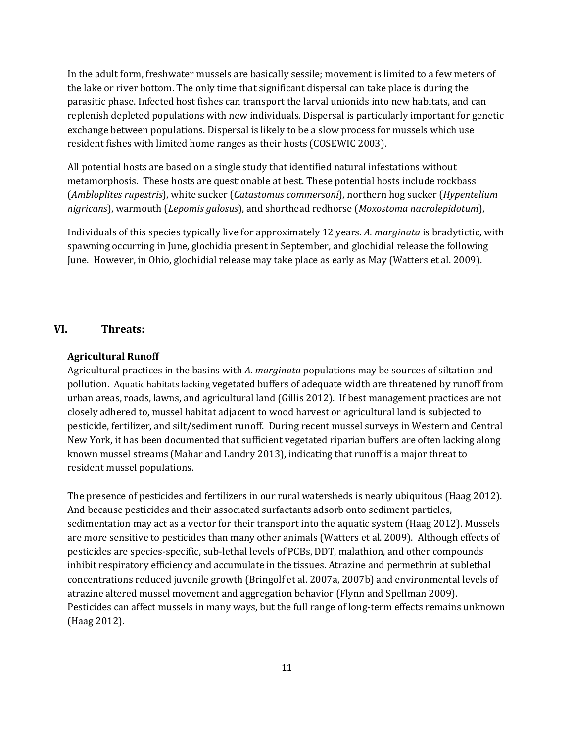In the adult form, freshwater mussels are basically sessile; movement is limited to a few meters of the lake or river bottom. The only time that significant dispersal can take place is during the parasitic phase. Infected host fishes can transport the larval unionids into new habitats, and can replenish depleted populations with new individuals. Dispersal is particularly important for genetic exchange between populations. Dispersal is likely to be a slow process for mussels which use resident fishes with limited home ranges as their hosts (COSEWIC 2003).

All potential hosts are based on a single study that identified natural infestations without metamorphosis. These hosts are questionable at best. These potential hosts include rockbass (*Ambloplites rupestris*), white sucker (*Catastomus commersoni*), northern hog sucker (*Hypentelium nigricans*), warmouth (*Lepomis gulosus*), and shorthead redhorse (*Moxostoma nacrolepidotum*),

Individuals of this species typically live for approximately 12 years. *A. marginata* is bradytictic, with spawning occurring in June, glochidia present in September, and glochidial release the following June. However, in Ohio, glochidial release may take place as early as May (Watters et al. 2009).

## VI. Threats:

### Agricultural Runoff

Agricultural practices in the basins with *A. marginata* populations may be sources of siltation and pollution. Aquatic habitats lacking vegetated buffers of adequate width are threatened by runoff from urban areas, roads, lawns, and agricultural land (Gillis 2012). If best management practices are not closely adhered to, mussel habitat adjacent to wood harvest or agricultural land is subjected to pesticide, fertilizer, and silt/sediment runoff. During recent mussel surveys in Western and Central New York, it has been documented that sufficient vegetated riparian buffers are often lacking along known mussel streams (Mahar and Landry 2013), indicating that runoff is a major threat to resident mussel populations.

The presence of pesticides and fertilizers in our rural watersheds is nearly ubiquitous (Haag 2012). And because pesticides and their associated surfactants adsorb onto sediment particles, sedimentation may act as a vector for their transport into the aquatic system (Haag 2012). Mussels are more sensitive to pesticides than many other animals (Watters et al. 2009). Although effects of pesticides are species-specific, sub-lethal levels of PCBs, DDT, malathion, and other compounds inhibit respiratory efficiency and accumulate in the tissues. Atrazine and permethrin at sublethal concentrations reduced juvenile growth (Bringolf et al. 2007a, 2007b) and environmental levels of atrazine altered mussel movement and aggregation behavior (Flynn and Spellman 2009). Pesticides can affect mussels in many ways, but the full range of long-term effects remains unknown (Haag 2012).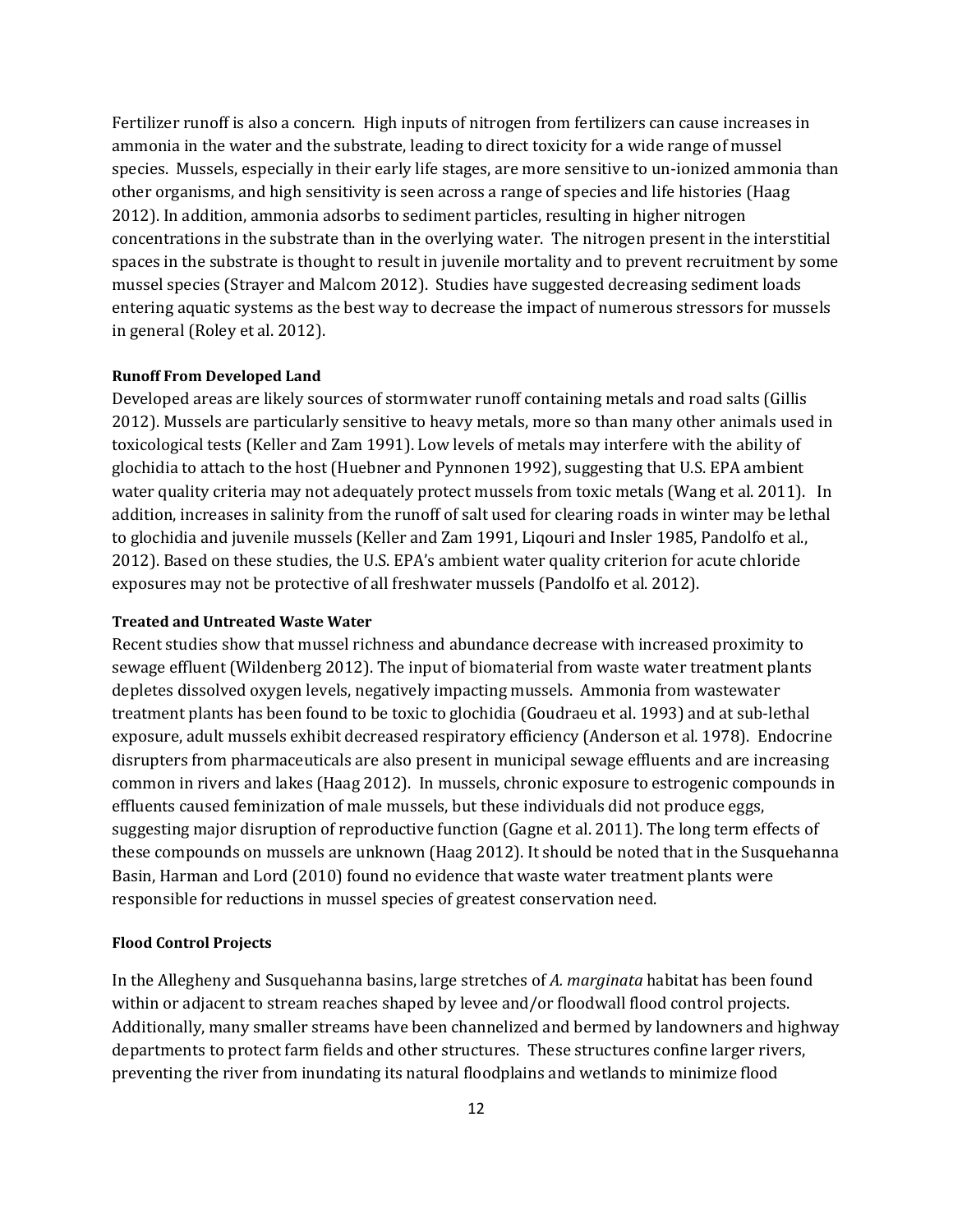Fertilizer runoff is also a concern. High inputs of nitrogen from fertilizers can cause increases in ammonia in the water and the substrate, leading to direct toxicity for a wide range of mussel species. Mussels, especially in their early life stages, are more sensitive to un-ionized ammonia than other organisms, and high sensitivity is seen across a range of species and life histories (Haag 2012). In addition, ammonia adsorbs to sediment particles, resulting in higher nitrogen concentrations in the substrate than in the overlying water. The nitrogen present in the interstitial spaces in the substrate is thought to result in juvenile mortality and to prevent recruitment by some mussel species (Strayer and Malcom 2012). Studies have suggested decreasing sediment loads entering aquatic systems as the best way to decrease the impact of numerous stressors for mussels in general (Roley et al. 2012).

**Runoff From Developed Land**

Developed areas are likely sources of stormwater runoff containing metals and road salts (Gillis 2012). Mussels are particularly sensitive to heavy metals, more so than many other animals used in toxicological tests (Keller and Zam 1991). Low levels of metals may interfere with the ability of glochidia to attach to the host (Huebner and Pynnonen 1992), suggesting that U.S. EPA ambient water quality criteria may not adequately protect mussels from toxic metals (Wang et al. 2011). In addition, increases in salinity from the runoff of salt used for clearing roads in winter may be lethal to glochidia and juvenile mussels (Keller and Zam 1991, Liqouri and Insler 1985, Pandolfo et al., 2012). Based on these studies, the U.S. EPA's ambient water quality criterion for acute chloride exposures may not be protective of all freshwater mussels (Pandolfo et al. 2012).

**Treated and Untreated Waste Water**

Recent studies show that mussel richness and abundance decrease with increased proximity to sewage effluent (Wildenberg 2012). The input of biomaterial from waste water treatment plants depletes dissolved oxygen levels, negatively impacting mussels. Ammonia from wastewater treatment plants has been found to be toxic to glochidia (Goudraeu et al. 1993) and at sub-lethal exposure, adult mussels exhibit decreased respiratory efficiency (Anderson et al. 1978). Endocrine disrupters from pharmaceuticals are also present in municipal sewage effluents and are increasing common in rivers and lakes (Haag 2012). In mussels, chronic exposure to estrogenic compounds in effluents caused feminization of male mussels, but these individuals did not produce eggs, suggesting major disruption of reproductive function (Gagne et al. 2011). The long term effects of these compounds on mussels are unknown (Haag 2012). It should be noted that in the Susquehanna Basin, Harman and Lord (2010) found no evidence that waste water treatment plants were responsible for reductions in mussel species of greatest conservation need.

**Flood Control Projects**

In the Allegheny and Susquehanna basins, large stretches of *A. marginata* habitat has been found within or adjacent to stream reaches shaped by levee and/or floodwall flood control projects. Additionally, many smaller streams have been channelized and bermed by landowners and highway departments to protect farm fields and other structures. These structures confine larger rivers, preventing the river from inundating its natural floodplains and wetlands to minimize flood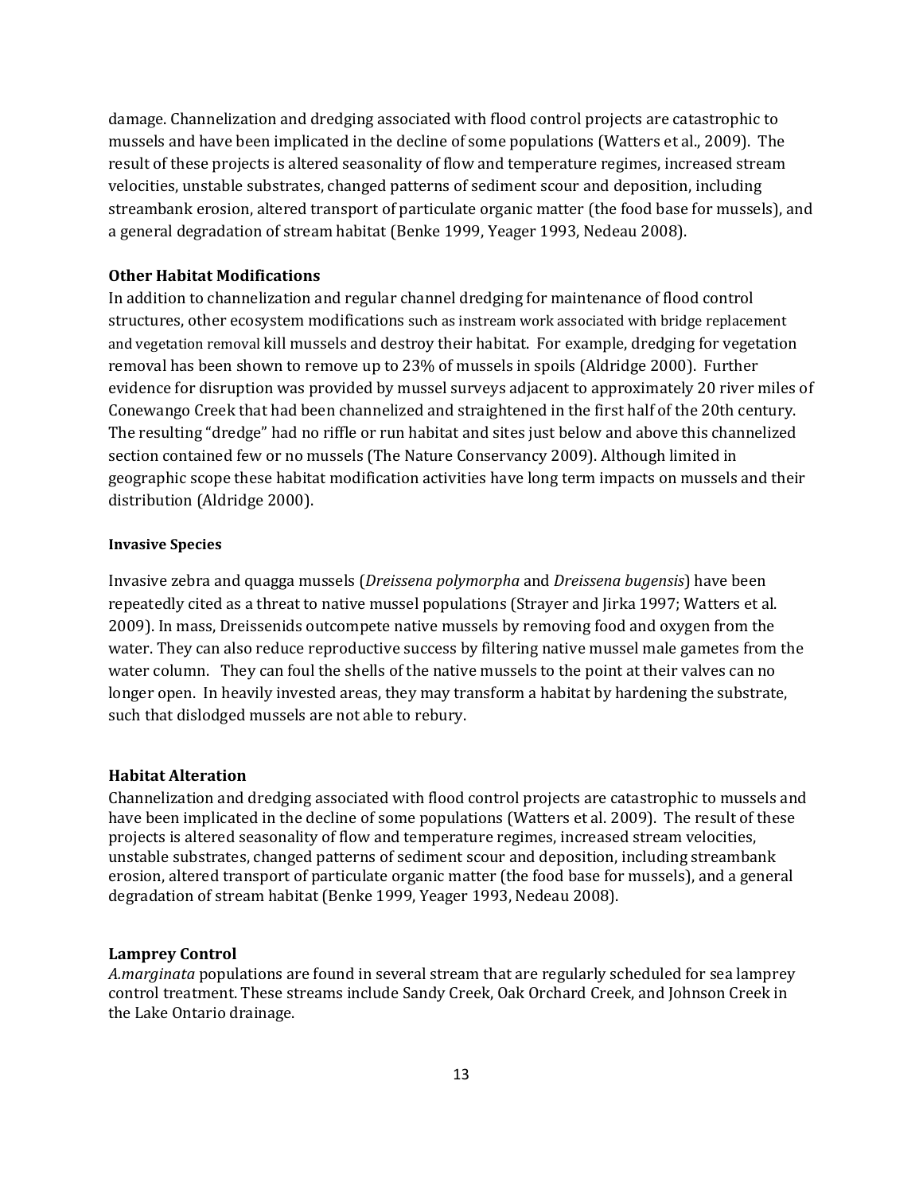damage. Channelization and dredging associated with flood control projects are catastrophic to mussels and have been implicated in the decline of some populations (Watters et al., 2009). The result of these projects is altered seasonality of flow and temperature regimes, increased stream velocities, unstable substrates, changed patterns of sediment scour and deposition, including streambank erosion, altered transport of particulate organic matter (the food base for mussels), and a general degradation of stream habitat (Benke 1999, Yeager 1993, Nedeau 2008).

**Other Habitat Modifications**

In addition to channelization and regular channel dredging for maintenance of flood control structures, other ecosystem modifications such as instream work associated with bridge replacement and vegetation removal kill mussels and destroy their habitat. For example, dredging for vegetation removal has been shown to remove up to 23% of mussels in spoils (Aldridge 2000). Further evidence for disruption was provided by mussel surveys adjacent to approximately 20 river miles of Conewango Creek that had been channelized and straightened in the first half of the 20th century. The resulting "dredge" had no riffle or run habitat and sites just below and above this channelized section contained few or no mussels (The Nature Conservancy 2009). Although limited in geographic scope these habitat modification activities have long term impacts on mussels and their distribution (Aldridge 2000).

**Invasive Species**

Invasive zebra and quagga mussels (*Dreissena polymorpha* and *Dreissena bugensis*) have been repeatedly cited as a threat to native mussel populations (Strayer and Jirka 1997; Watters et al. 2009). In mass, Dreissenids outcompete native mussels by removing food and oxygen from the water. They can also reduce reproductive success by filtering native mussel male gametes from the water column. They can foul the shells of the native mussels to the point at their valves can no longer open. In heavily invested areas, they may transform a habitat by hardening the substrate, such that dislodged mussels are not able to rebury.

**Habitat Alteration**

Channelization and dredging associated with flood control projects are catastrophic to mussels and have been implicated in the decline of some populations (Watters et al. 2009). The result of these projects is altered seasonality of flow and temperature regimes, increased stream velocities, unstable substrates, changed patterns of sediment scour and deposition, including streambank erosion, altered transport of particulate organic matter (the food base for mussels), and a general degradation of stream habitat (Benke 1999, Yeager 1993, Nedeau 2008).

**Lamprey Control**

*A.marginata* populations are found in several stream that are regularly scheduled for sea lamprey control treatment. These streams include Sandy Creek, Oak Orchard Creek, and Johnson Creek in the Lake Ontario drainage.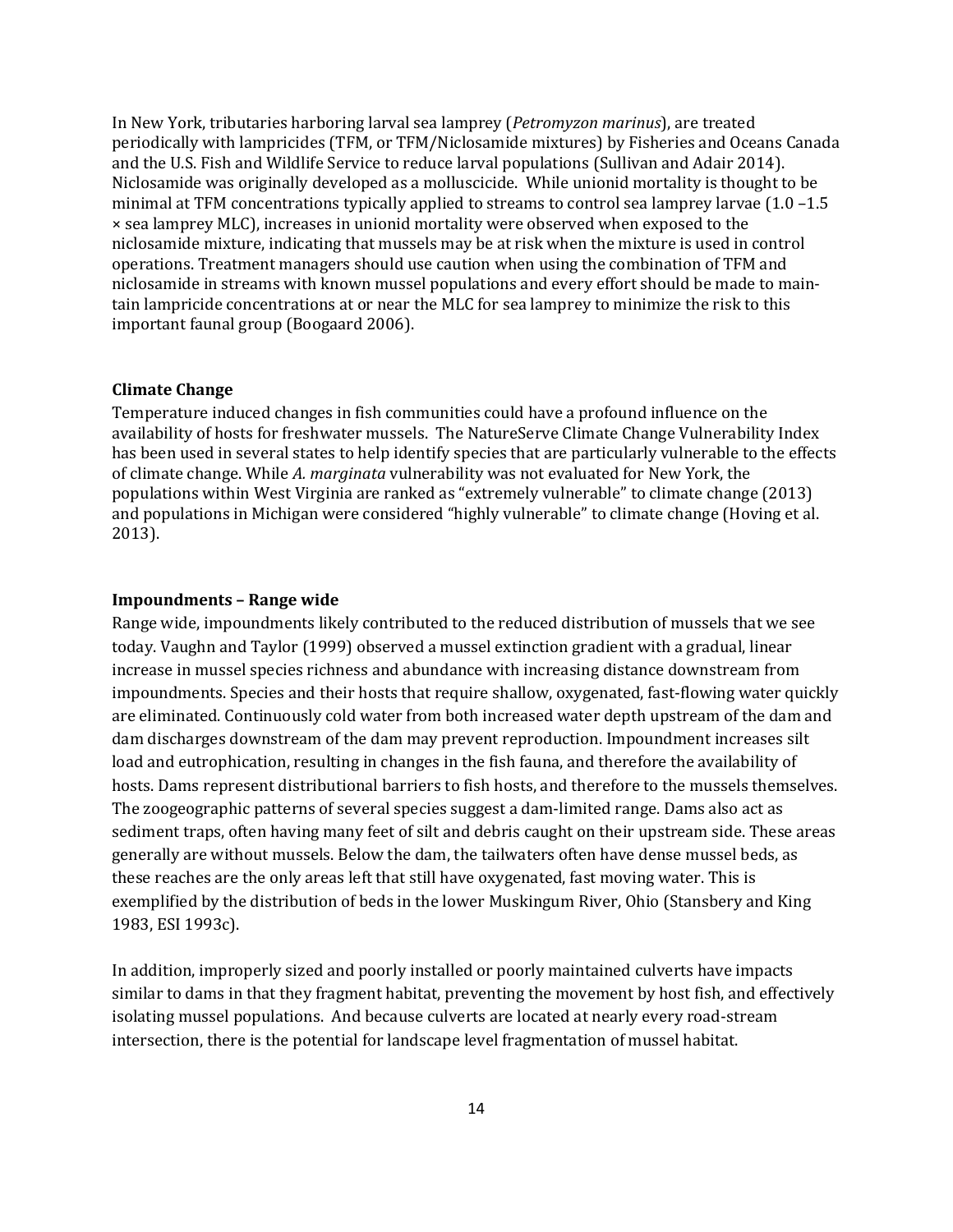In New York, tributaries harboring larval sea lamprey (*Petromyzon marinus*), are treated periodically with lampricides (TFM, or TFM/Niclosamide mixtures) by Fisheries and Oceans Canada and the U.S. Fish and Wildlife Service to reduce larval populations (Sullivan and Adair 2014). Niclosamide was originally developed as a molluscicide. While unionid mortality is thought to be minimal at TFM concentrations typically applied to streams to control sea lamprey larvae (1.0 –1.5 × sea lamprey MLC), increases in unionid mortality were observed when exposed to the niclosamide mixture, indicating that mussels may be at risk when the mixture is used in control operations. Treatment managers should use caution when using the combination of TFM and niclosamide in streams with known mussel populations and every effort should be made to maintain lampricide concentrations at or near the MLC for sea lamprey to minimize the risk to this important faunal group (Boogaard 2006).

**Climate Change**

Temperature induced changes in fish communities could have a profound influence on the availability of hosts for freshwater mussels. The NatureServe Climate Change Vulnerability Index has been used in several states to help identify species that are particularly vulnerable to the effects of climate change. While *A. marginata* vulnerability was not evaluated for New York, the populations within West Virginia are ranked as "extremely vulnerable" to climate change (2013) and populations in Michigan were considered "highly vulnerable" to climate change (Hoving et al. 2013).

**Impoundments – Range wide**

Range wide, impoundments likely contributed to the reduced distribution of mussels that we see today. Vaughn and Taylor (1999) observed a mussel extinction gradient with a gradual, linear increase in mussel species richness and abundance with increasing distance downstream from impoundments. Species and their hosts that require shallow, oxygenated, fast-flowing water quickly are eliminated. Continuously cold water from both increased water depth upstream of the dam and dam discharges downstream of the dam may prevent reproduction. Impoundment increases silt load and eutrophication, resulting in changes in the fish fauna, and therefore the availability of hosts. Dams represent distributional barriers to fish hosts, and therefore to the mussels themselves. The zoogeographic patterns of several species suggest a dam-limited range. Dams also act as sediment traps, often having many feet of silt and debris caught on their upstream side. These areas generally are without mussels. Below the dam, the tailwaters often have dense mussel beds, as these reaches are the only areas left that still have oxygenated, fast moving water. This is exemplified by the distribution of beds in the lower Muskingum River, Ohio (Stansbery and King 1983, ESI 1993c).

In addition, improperly sized and poorly installed or poorly maintained culverts have impacts similar to dams in that they fragment habitat, preventing the movement by host fish, and effectively isolating mussel populations. And because culverts are located at nearly every road-stream intersection, there is the potential for landscape level fragmentation of mussel habitat.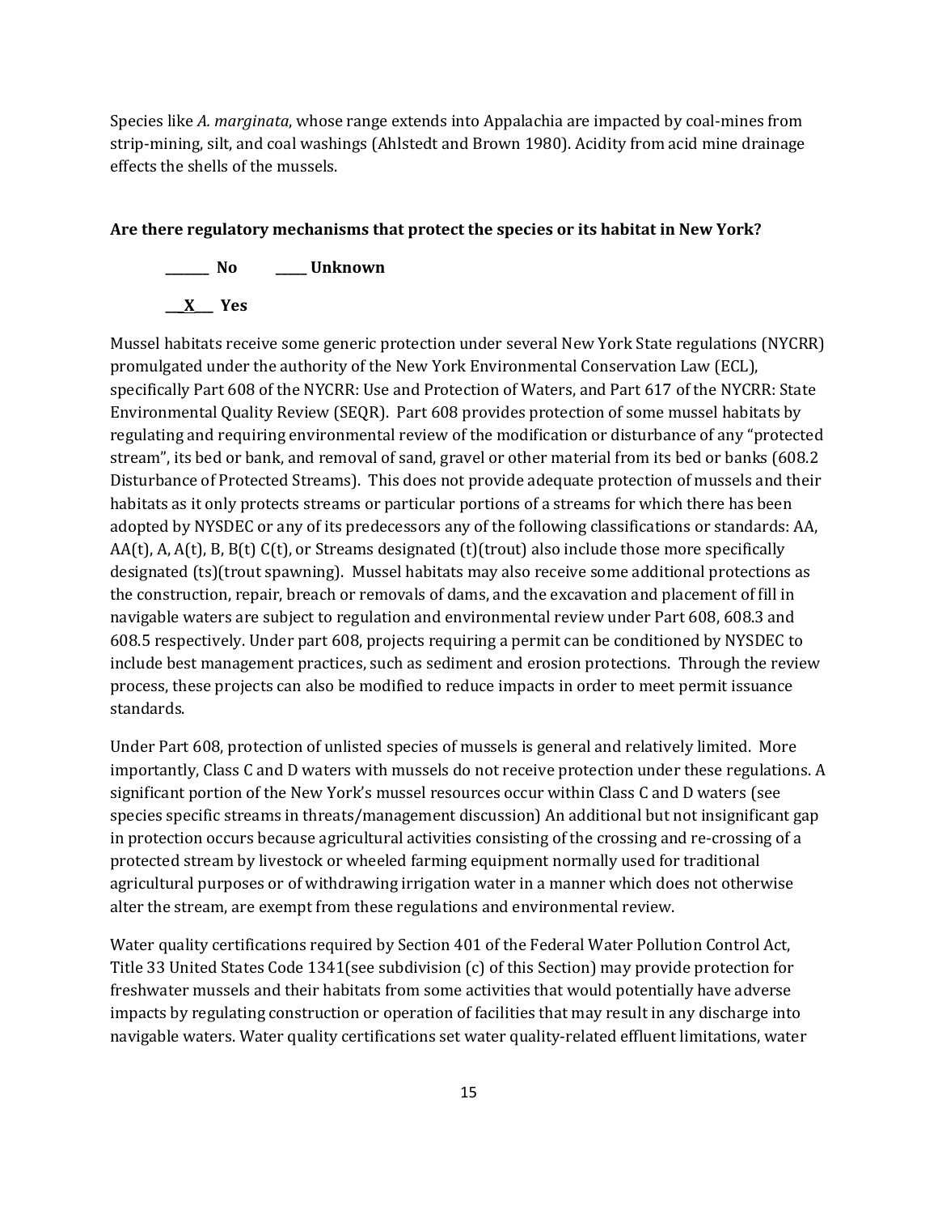Species like *A. marginata*, whose range extends into Appalachia are impacted by coal-mines from strip-mining, silt, and coal washings (Ahlstedt and Brown 1980). Acidity from acid mine drainage effects the shells of the mussels.

**Are there regulatory mechanisms that protect the species or its habitat in New York?**

**_______ No  _____ Unknown**

**___X___ Yes**

Mussel habitats receive some generic protection under several New York State regulations (NYCRR) promulgated under the authority of the New York Environmental Conservation Law (ECL), specifically Part 608 of the NYCRR: Use and Protection of Waters, and Part 617 of the NYCRR: State Environmental Quality Review (SEQR). Part 608 provides protection of some mussel habitats by regulating and requiring environmental review of the modification or disturbance of any "protected stream", its bed or bank, and removal of sand, gravel or other material from its bed or banks (608.2 Disturbance of Protected Streams). This does not provide adequate protection of mussels and their habitats as it only protects streams or particular portions of a streams for which there has been adopted by NYSDEC or any of its predecessors any of the following classifications or standards: AA, AA(t), A, A(t), B, B(t) C(t), or Streams designated (t)(trout) also include those more specifically designated (ts)(trout spawning). Mussel habitats may also receive some additional protections as the construction, repair, breach or removals of dams, and the excavation and placement of fill in navigable waters are subject to regulation and environmental review under Part 608, 608.3 and 608.5 respectively. Under part 608, projects requiring a permit can be conditioned by NYSDEC to include best management practices, such as sediment and erosion protections. Through the review process, these projects can also be modified to reduce impacts in order to meet permit issuance standards.

Under Part 608, protection of unlisted species of mussels is general and relatively limited. More importantly, Class C and D waters with mussels do not receive protection under these regulations. A significant portion of the New York's mussel resources occur within Class C and D waters (see species specific streams in threats/management discussion) An additional but not insignificant gap in protection occurs because agricultural activities consisting of the crossing and re-crossing of a protected stream by livestock or wheeled farming equipment normally used for traditional agricultural purposes or of withdrawing irrigation water in a manner which does not otherwise alter the stream, are exempt from these regulations and environmental review.

Water quality certifications required by Section 401 of the Federal Water Pollution Control Act, Title 33 United States Code 1341(see subdivision (c) of this Section) may provide protection for freshwater mussels and their habitats from some activities that would potentially have adverse impacts by regulating construction or operation of facilities that may result in any discharge into navigable waters. Water quality certifications set water quality-related effluent limitations, water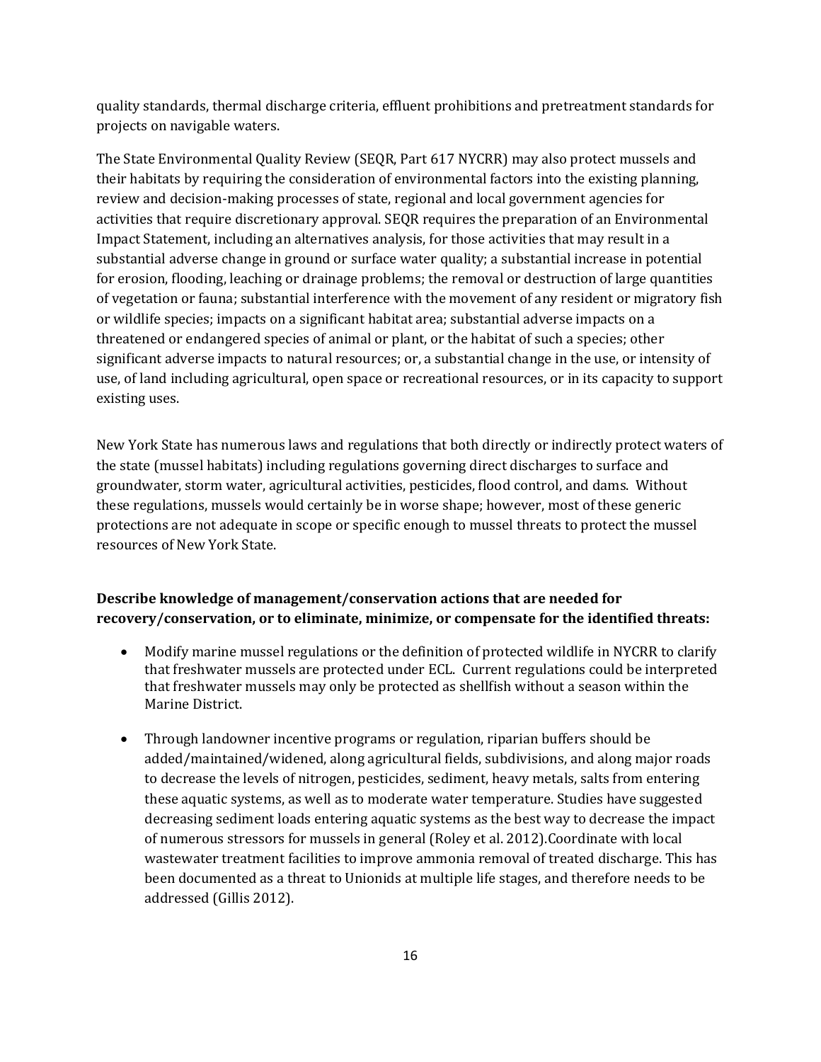quality standards, thermal discharge criteria, effluent prohibitions and pretreatment standards for projects on navigable waters.

The State Environmental Quality Review (SEQR, Part 617 NYCRR) may also protect mussels and their habitats by requiring the consideration of environmental factors into the existing planning, review and decision-making processes of state, regional and local government agencies for activities that require discretionary approval. SEQR requires the preparation of an Environmental Impact Statement, including an alternatives analysis, for those activities that may result in a substantial adverse change in ground or surface water quality; a substantial increase in potential for erosion, flooding, leaching or drainage problems; the removal or destruction of large quantities of vegetation or fauna; substantial interference with the movement of any resident or migratory fish or wildlife species; impacts on a significant habitat area; substantial adverse impacts on a threatened or endangered species of animal or plant, or the habitat of such a species; other significant adverse impacts to natural resources; or, a substantial change in the use, or intensity of use, of land including agricultural, open space or recreational resources, or in its capacity to support existing uses.

New York State has numerous laws and regulations that both directly or indirectly protect waters of the state (mussel habitats) including regulations governing direct discharges to surface and groundwater, storm water, agricultural activities, pesticides, flood control, and dams. Without these regulations, mussels would certainly be in worse shape; however, most of these generic protections are not adequate in scope or specific enough to mussel threats to protect the mussel resources of New York State.

**Describe knowledge of management/conservation actions that are needed for recovery/conservation, or to eliminate, minimize, or compensate for the identified threats:**

- Modify marine mussel regulations or the definition of protected wildlife in NYCRR to clarify that freshwater mussels are protected under ECL. Current regulations could be interpreted that freshwater mussels may only be protected as shellfish without a season within the Marine District.
- Through landowner incentive programs or regulation, riparian buffers should be added/maintained/widened, along agricultural fields, subdivisions, and along major roads to decrease the levels of nitrogen, pesticides, sediment, heavy metals, salts from entering these aquatic systems, as well as to moderate water temperature. Studies have suggested decreasing sediment loads entering aquatic systems as the best way to decrease the impact of numerous stressors for mussels in general (Roley et al. 2012).Coordinate with local wastewater treatment facilities to improve ammonia removal of treated discharge. This has been documented as a threat to Unionids at multiple life stages, and therefore needs to be addressed (Gillis 2012).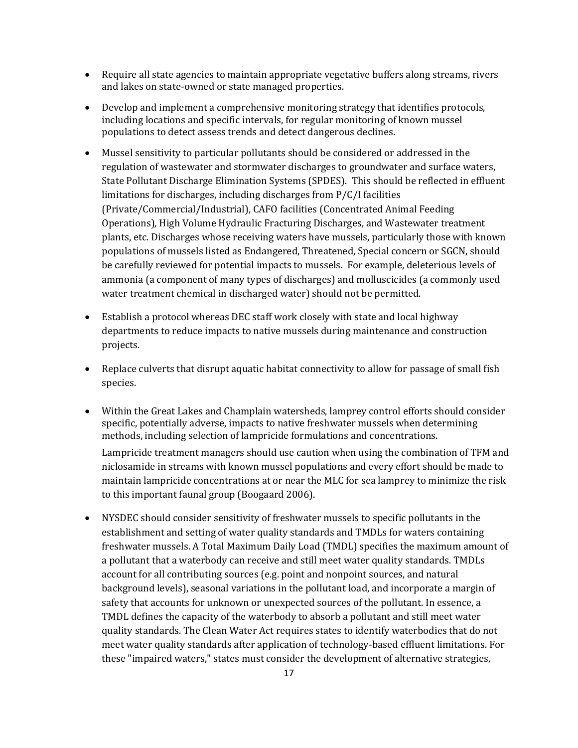- Require all state agencies to maintain appropriate vegetative buffers along streams, rivers and lakes on state-owned or state managed properties.

- Develop and implement a comprehensive monitoring strategy that identifies protocols, including locations and specific intervals, for regular monitoring of known mussel populations to detect assess trends and detect dangerous declines.

- Mussel sensitivity to particular pollutants should be considered or addressed in the regulation of wastewater and stormwater discharges to groundwater and surface waters, State Pollutant Discharge Elimination Systems (SPDES). This should be reflected in effluent limitations for discharges, including discharges from P/C/I facilities (Private/Commercial/Industrial), CAFO facilities (Concentrated Animal Feeding Operations), High Volume Hydraulic Fracturing Discharges, and Wastewater treatment plants, etc. Discharges whose receiving waters have mussels, particularly those with known populations of mussels listed as Endangered, Threatened, Special concern or SGCN, should be carefully reviewed for potential impacts to mussels. For example, deleterious levels of ammonia (a component of many types of discharges) and molluscicides (a commonly used water treatment chemical in discharged water) should not be permitted.

- Establish a protocol whereas DEC staff work closely with state and local highway departments to reduce impacts to native mussels during maintenance and construction projects.

- Replace culverts that disrupt aquatic habitat connectivity to allow for passage of small fish species.

- Within the Great Lakes and Champlain watersheds, lamprey control efforts should consider specific, potentially adverse, impacts to native freshwater mussels when determining methods, including selection of lampricide formulations and concentrations.

  Lampricide treatment managers should use caution when using the combination of TFM and niclosamide in streams with known mussel populations and every effort should be made to maintain lampricide concentrations at or near the MLC for sea lamprey to minimize the risk to this important faunal group (Boogaard 2006).

- NYSDEC should consider sensitivity of freshwater mussels to specific pollutants in the establishment and setting of water quality standards and TMDLs for waters containing freshwater mussels. A Total Maximum Daily Load (TMDL) specifies the maximum amount of a pollutant that a waterbody can receive and still meet water quality standards. TMDLs account for all contributing sources (e.g. point and nonpoint sources, and natural background levels), seasonal variations in the pollutant load, and incorporate a margin of safety that accounts for unknown or unexpected sources of the pollutant. In essence, a TMDL defines the capacity of the waterbody to absorb a pollutant and still meet water quality standards. The Clean Water Act requires states to identify waterbodies that do not meet water quality standards after application of technology-based effluent limitations. For these "impaired waters," states must consider the development of alternative strategies,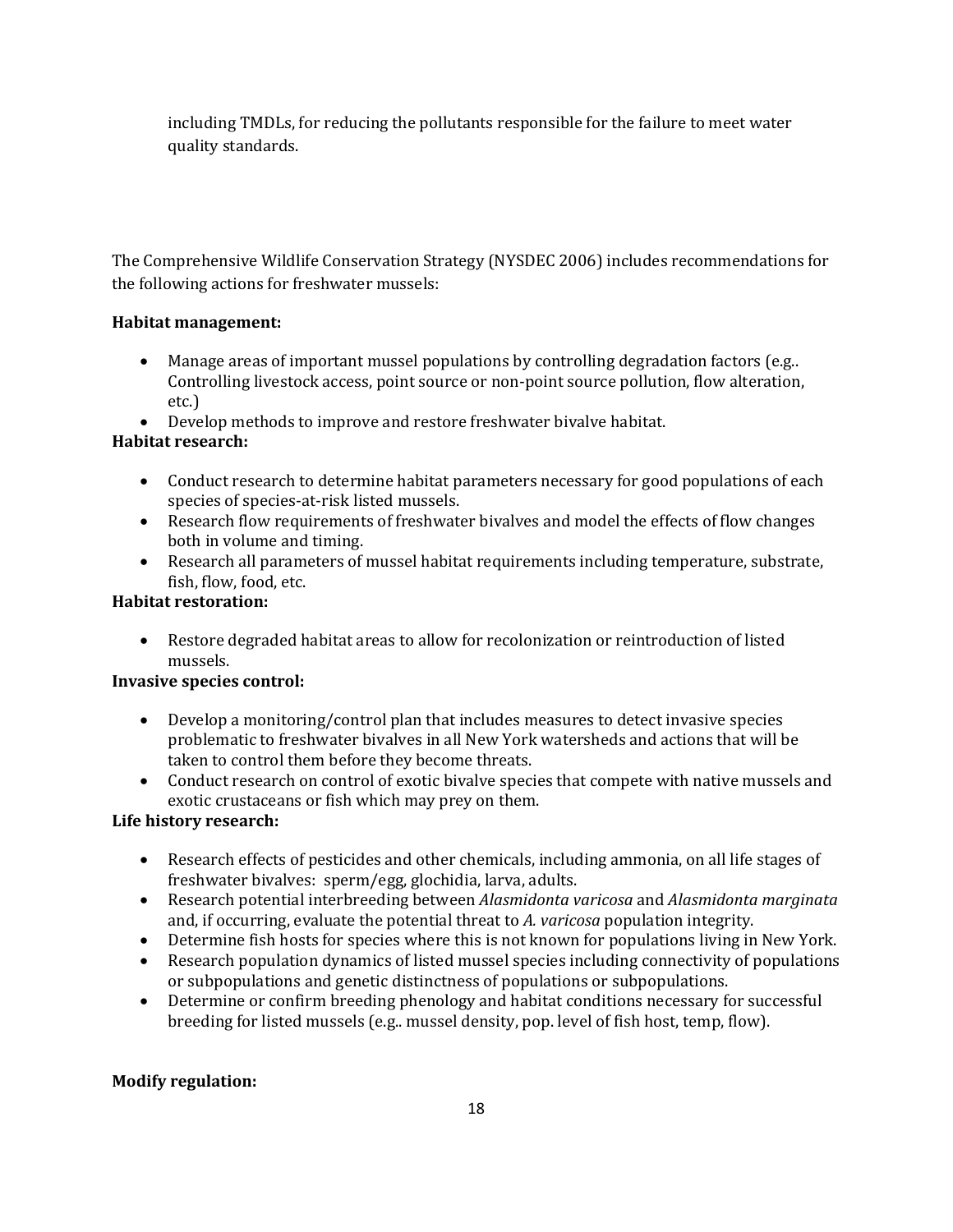including TMDLs, for reducing the pollutants responsible for the failure to meet water quality standards.

The Comprehensive Wildlife Conservation Strategy (NYSDEC 2006) includes recommendations for the following actions for freshwater mussels:

**Habitat management:**

- Manage areas of important mussel populations by controlling degradation factors (e.g.. Controlling livestock access, point source or non-point source pollution, flow alteration, etc.)
- Develop methods to improve and restore freshwater bivalve habitat.

**Habitat research:**

- Conduct research to determine habitat parameters necessary for good populations of each species of species-at-risk listed mussels.
- Research flow requirements of freshwater bivalves and model the effects of flow changes both in volume and timing.
- Research all parameters of mussel habitat requirements including temperature, substrate, fish, flow, food, etc.

**Habitat restoration:**

- Restore degraded habitat areas to allow for recolonization or reintroduction of listed mussels.

**Invasive species control:**

- Develop a monitoring/control plan that includes measures to detect invasive species problematic to freshwater bivalves in all New York watersheds and actions that will be taken to control them before they become threats.
- Conduct research on control of exotic bivalve species that compete with native mussels and exotic crustaceans or fish which may prey on them.

**Life history research:**

- Research effects of pesticides and other chemicals, including ammonia, on all life stages of freshwater bivalves: sperm/egg, glochidia, larva, adults.
- Research potential interbreeding between *Alasmidonta varicosa* and *Alasmidonta marginata* and, if occurring, evaluate the potential threat to *A. varicosa* population integrity.
- Determine fish hosts for species where this is not known for populations living in New York.
- Research population dynamics of listed mussel species including connectivity of populations or subpopulations and genetic distinctness of populations or subpopulations.
- Determine or confirm breeding phenology and habitat conditions necessary for successful breeding for listed mussels (e.g.. mussel density, pop. level of fish host, temp, flow).

**Modify regulation:**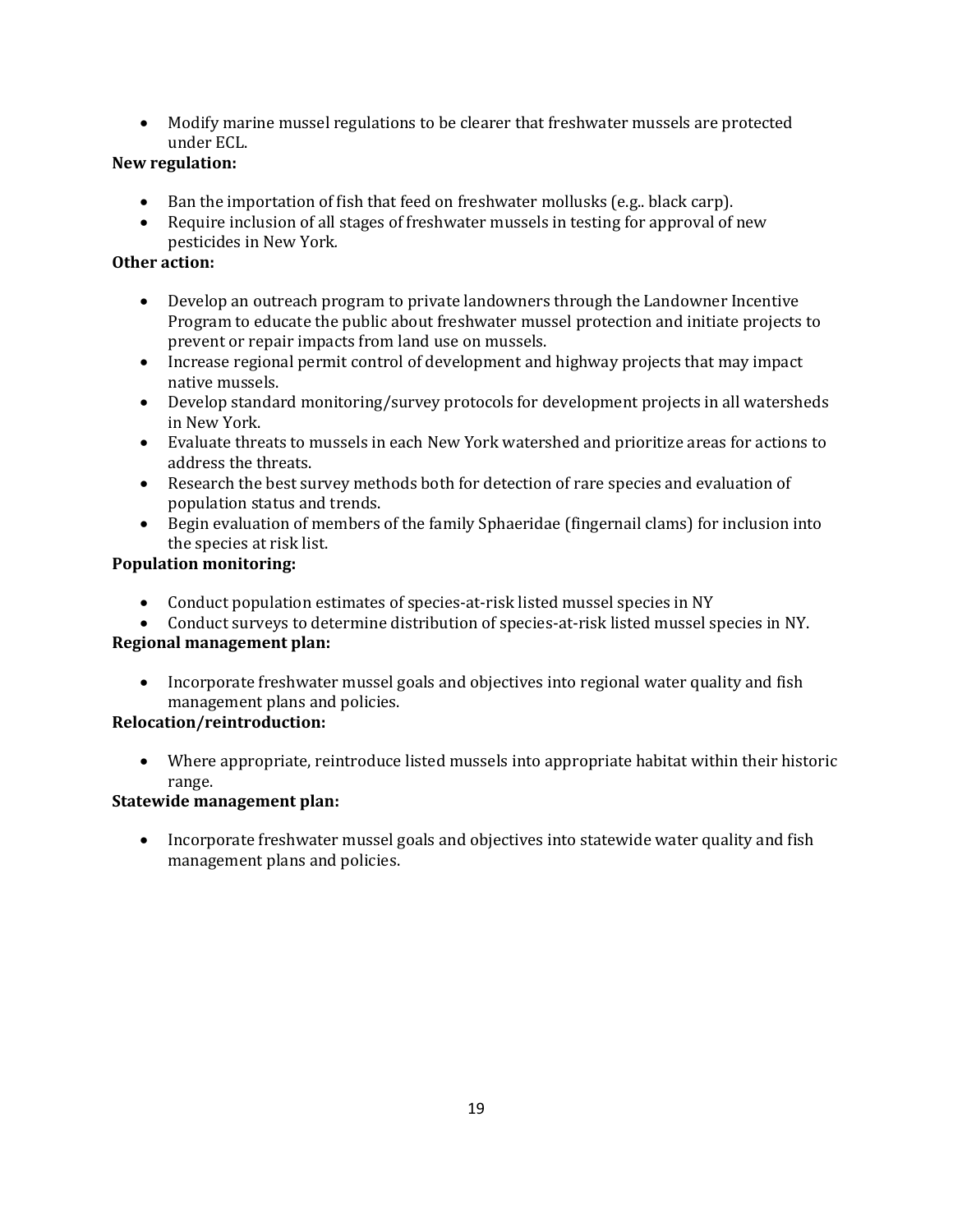- Modify marine mussel regulations to be clearer that freshwater mussels are protected under ECL.

**New regulation:**

- Ban the importation of fish that feed on freshwater mollusks (e.g.. black carp).
- Require inclusion of all stages of freshwater mussels in testing for approval of new pesticides in New York.

**Other action:**

- Develop an outreach program to private landowners through the Landowner Incentive Program to educate the public about freshwater mussel protection and initiate projects to prevent or repair impacts from land use on mussels.
- Increase regional permit control of development and highway projects that may impact native mussels.
- Develop standard monitoring/survey protocols for development projects in all watersheds in New York.
- Evaluate threats to mussels in each New York watershed and prioritize areas for actions to address the threats.
- Research the best survey methods both for detection of rare species and evaluation of population status and trends.
- Begin evaluation of members of the family Sphaeridae (fingernail clams) for inclusion into the species at risk list.

**Population monitoring:**

- Conduct population estimates of species-at-risk listed mussel species in NY
- Conduct surveys to determine distribution of species-at-risk listed mussel species in NY.

**Regional management plan:**

- Incorporate freshwater mussel goals and objectives into regional water quality and fish management plans and policies.

**Relocation/reintroduction:**

- Where appropriate, reintroduce listed mussels into appropriate habitat within their historic range.

**Statewide management plan:**

- Incorporate freshwater mussel goals and objectives into statewide water quality and fish management plans and policies.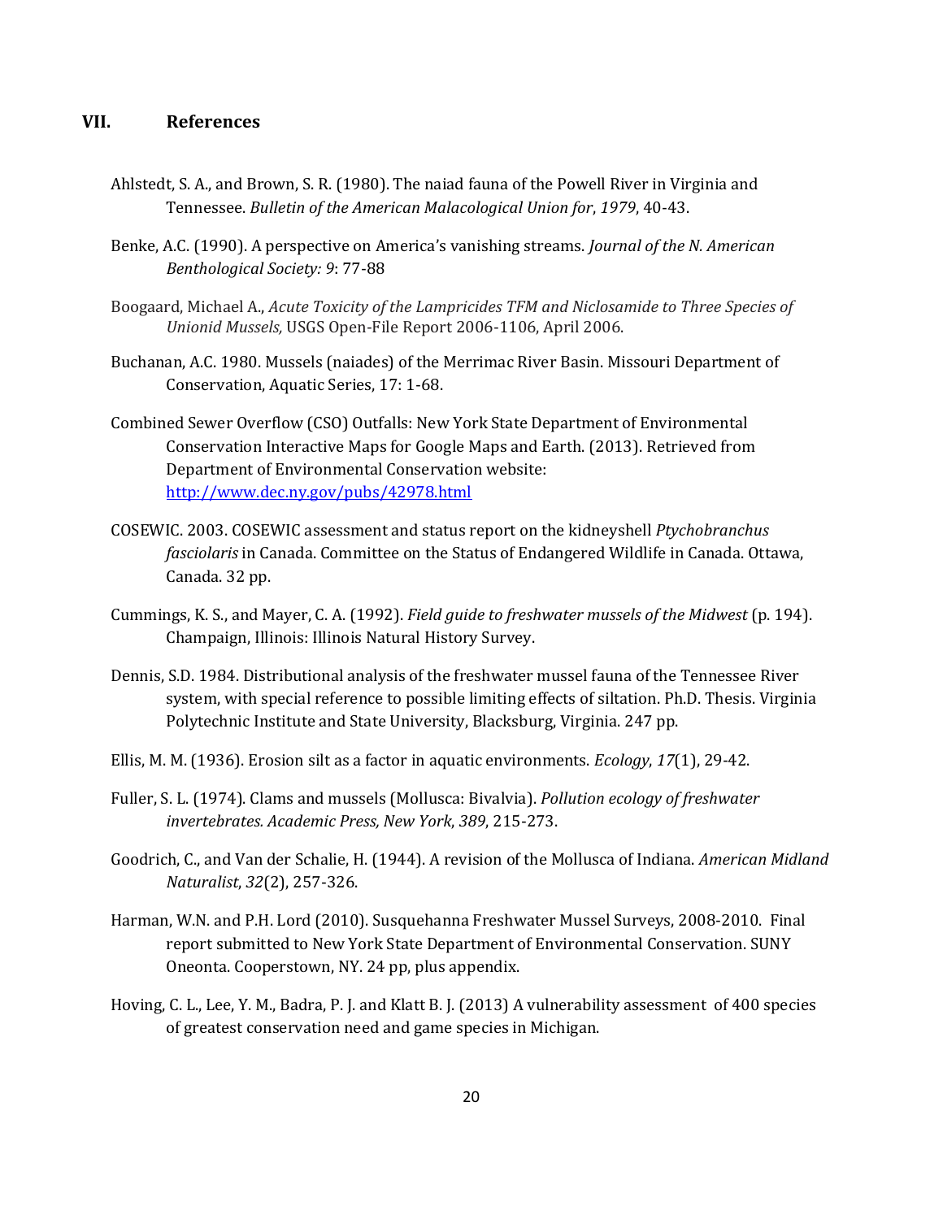## VII. References

Ahlstedt, S. A., and Brown, S. R. (1980). The naiad fauna of the Powell River in Virginia and Tennessee. *Bulletin of the American Malacological Union for*, *1979*, 40-43.

Benke, A.C. (1990). A perspective on America's vanishing streams. *Journal of the N. American Benthological Society: 9*: 77-88

Boogaard, Michael A., *Acute Toxicity of the Lampricides TFM and Niclosamide to Three Species of Unionid Mussels,* USGS Open-File Report 2006-1106, April 2006.

Buchanan, A.C. 1980. Mussels (naiades) of the Merrimac River Basin. Missouri Department of Conservation, Aquatic Series, 17: 1-68.

Combined Sewer Overflow (CSO) Outfalls: New York State Department of Environmental Conservation Interactive Maps for Google Maps and Earth. (2013). Retrieved from Department of Environmental Conservation website: [http://www.dec.ny.gov/pubs/42978.html](http://www.dec.ny.gov/pubs/42978.html)

COSEWIC. 2003. COSEWIC assessment and status report on the kidneyshell *Ptychobranchus fasciolaris* in Canada. Committee on the Status of Endangered Wildlife in Canada. Ottawa, Canada. 32 pp.

Cummings, K. S., and Mayer, C. A. (1992). *Field guide to freshwater mussels of the Midwest* (p. 194). Champaign, Illinois: Illinois Natural History Survey.

Dennis, S.D. 1984. Distributional analysis of the freshwater mussel fauna of the Tennessee River system, with special reference to possible limiting effects of siltation. Ph.D. Thesis. Virginia Polytechnic Institute and State University, Blacksburg, Virginia. 247 pp.

Ellis, M. M. (1936). Erosion silt as a factor in aquatic environments. *Ecology*, *17*(1), 29-42.

Fuller, S. L. (1974). Clams and mussels (Mollusca: Bivalvia). *Pollution ecology of freshwater invertebrates. Academic Press, New York*, *389*, 215-273.

Goodrich, C., and Van der Schalie, H. (1944). A revision of the Mollusca of Indiana. *American Midland Naturalist*, *32*(2), 257-326.

Harman, W.N. and P.H. Lord (2010). Susquehanna Freshwater Mussel Surveys, 2008-2010. Final report submitted to New York State Department of Environmental Conservation. SUNY Oneonta. Cooperstown, NY. 24 pp, plus appendix.

Hoving, C. L., Lee, Y. M., Badra, P. J. and Klatt B. J. (2013) A vulnerability assessment of 400 species of greatest conservation need and game species in Michigan.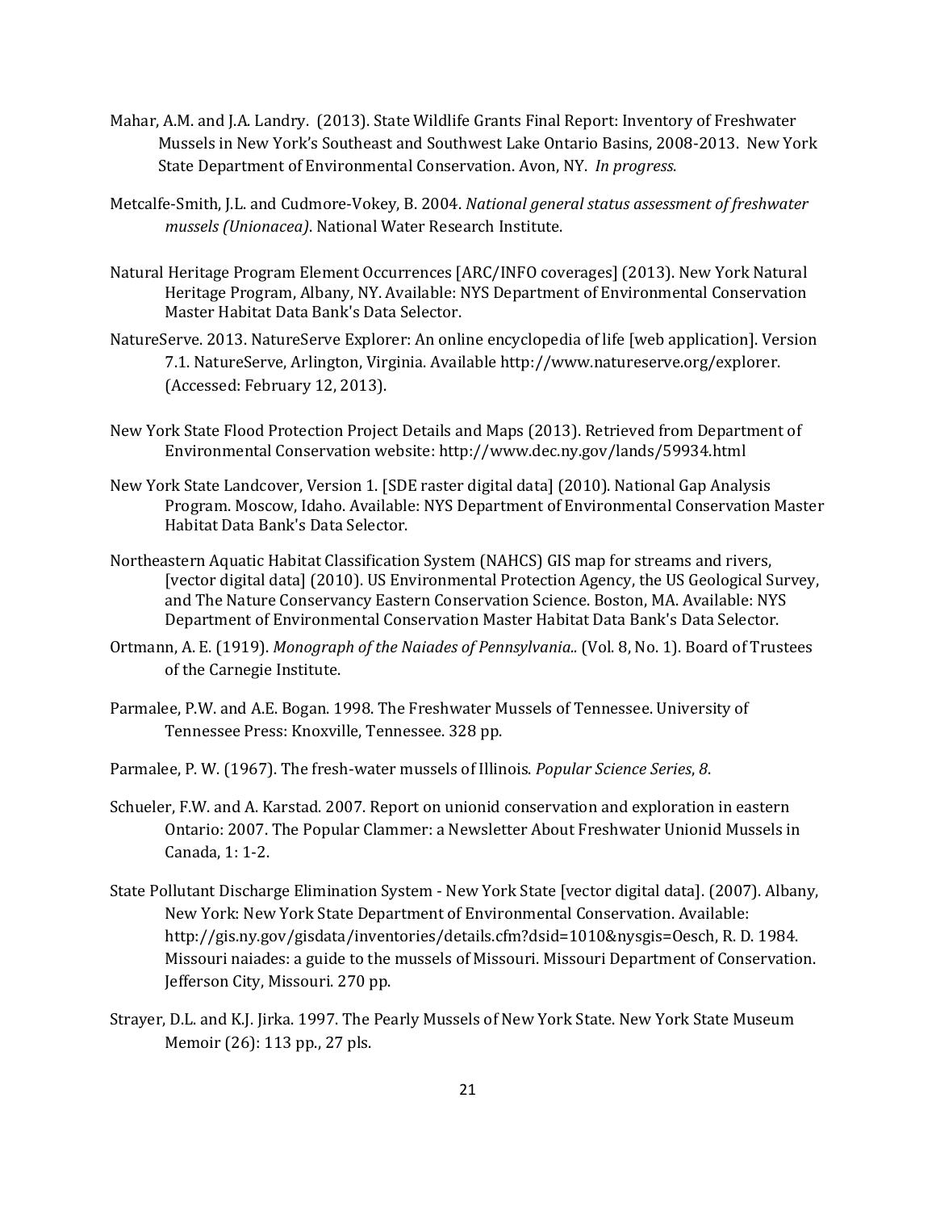Mahar, A.M. and J.A. Landry. (2013). State Wildlife Grants Final Report: Inventory of Freshwater Mussels in New York's Southeast and Southwest Lake Ontario Basins, 2008-2013. New York State Department of Environmental Conservation. Avon, NY. *In progress*.

Metcalfe-Smith, J.L. and Cudmore-Vokey, B. 2004. *National general status assessment of freshwater mussels (Unionacea)*. National Water Research Institute.

Natural Heritage Program Element Occurrences [ARC/INFO coverages] (2013). New York Natural Heritage Program, Albany, NY. Available: NYS Department of Environmental Conservation Master Habitat Data Bank's Data Selector.

NatureServe. 2013. NatureServe Explorer: An online encyclopedia of life [web application]. Version 7.1. NatureServe, Arlington, Virginia. Available http://www.natureserve.org/explorer. (Accessed: February 12, 2013).

New York State Flood Protection Project Details and Maps (2013). Retrieved from Department of Environmental Conservation website: http://www.dec.ny.gov/lands/59934.html

New York State Landcover, Version 1. [SDE raster digital data] (2010). National Gap Analysis Program. Moscow, Idaho. Available: NYS Department of Environmental Conservation Master Habitat Data Bank's Data Selector.

Northeastern Aquatic Habitat Classification System (NAHCS) GIS map for streams and rivers, [vector digital data] (2010). US Environmental Protection Agency, the US Geological Survey, and The Nature Conservancy Eastern Conservation Science. Boston, MA. Available: NYS Department of Environmental Conservation Master Habitat Data Bank's Data Selector.

Ortmann, A. E. (1919). *Monograph of the Naiades of Pennsylvania..* (Vol. 8, No. 1). Board of Trustees of the Carnegie Institute.

Parmalee, P.W. and A.E. Bogan. 1998. The Freshwater Mussels of Tennessee. University of Tennessee Press: Knoxville, Tennessee. 328 pp.

Parmalee, P. W. (1967). The fresh-water mussels of Illinois. *Popular Science Series*, *8*.

Schueler, F.W. and A. Karstad. 2007. Report on unionid conservation and exploration in eastern Ontario: 2007. The Popular Clammer: a Newsletter About Freshwater Unionid Mussels in Canada, 1: 1-2.

State Pollutant Discharge Elimination System - New York State [vector digital data]. (2007). Albany, New York: New York State Department of Environmental Conservation. Available: http://gis.ny.gov/gisdata/inventories/details.cfm?dsid=1010&nysgis=Oesch, R. D. 1984. Missouri naiades: a guide to the mussels of Missouri. Missouri Department of Conservation. Jefferson City, Missouri. 270 pp.

Strayer, D.L. and K.J. Jirka. 1997. The Pearly Mussels of New York State. New York State Museum Memoir (26): 113 pp., 27 pls.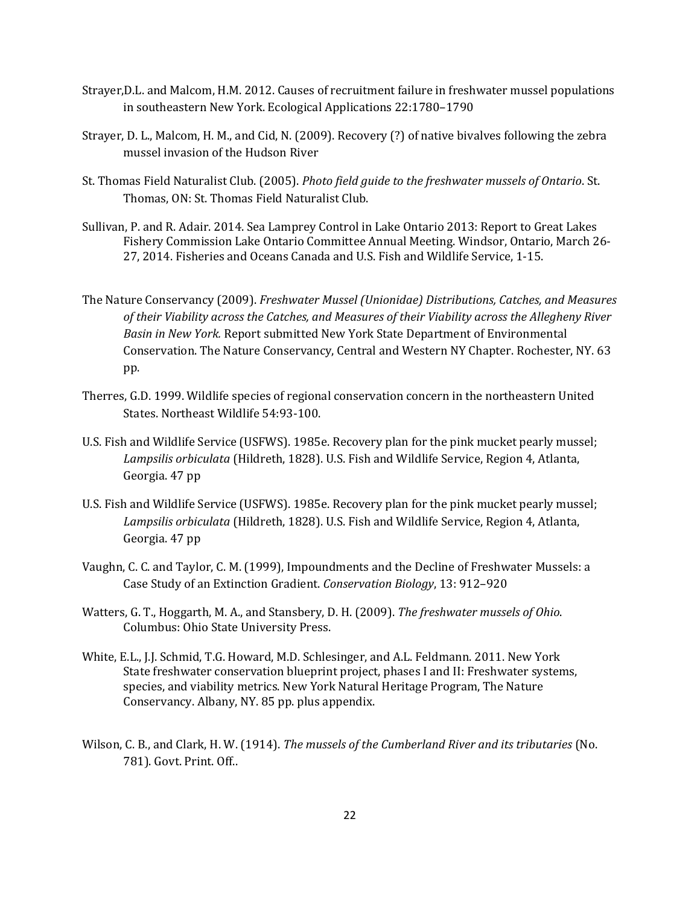Strayer,D.L. and Malcom, H.M. 2012. Causes of recruitment failure in freshwater mussel populations in southeastern New York. Ecological Applications 22:1780–1790

Strayer, D. L., Malcom, H. M., and Cid, N. (2009). Recovery (?) of native bivalves following the zebra mussel invasion of the Hudson River

St. Thomas Field Naturalist Club. (2005). *Photo field guide to the freshwater mussels of Ontario*. St. Thomas, ON: St. Thomas Field Naturalist Club.

Sullivan, P. and R. Adair. 2014. Sea Lamprey Control in Lake Ontario 2013: Report to Great Lakes Fishery Commission Lake Ontario Committee Annual Meeting. Windsor, Ontario, March 26-27, 2014. Fisheries and Oceans Canada and U.S. Fish and Wildlife Service, 1-15.

The Nature Conservancy (2009). *Freshwater Mussel (Unionidae) Distributions, Catches, and Measures of their Viability across the Catches, and Measures of their Viability across the Allegheny River Basin in New York.* Report submitted New York State Department of Environmental Conservation. The Nature Conservancy, Central and Western NY Chapter. Rochester, NY. 63 pp.

Therres, G.D. 1999. Wildlife species of regional conservation concern in the northeastern United States. Northeast Wildlife 54:93-100.

U.S. Fish and Wildlife Service (USFWS). 1985e. Recovery plan for the pink mucket pearly mussel; *Lampsilis orbiculata* (Hildreth, 1828). U.S. Fish and Wildlife Service, Region 4, Atlanta, Georgia. 47 pp

U.S. Fish and Wildlife Service (USFWS). 1985e. Recovery plan for the pink mucket pearly mussel; *Lampsilis orbiculata* (Hildreth, 1828). U.S. Fish and Wildlife Service, Region 4, Atlanta, Georgia. 47 pp

Vaughn, C. C. and Taylor, C. M. (1999), Impoundments and the Decline of Freshwater Mussels: a Case Study of an Extinction Gradient. *Conservation Biology*, 13: 912–920

Watters, G. T., Hoggarth, M. A., and Stansbery, D. H. (2009). *The freshwater mussels of Ohio*. Columbus: Ohio State University Press.

White, E.L., J.J. Schmid, T.G. Howard, M.D. Schlesinger, and A.L. Feldmann. 2011. New York State freshwater conservation blueprint project, phases I and II: Freshwater systems, species, and viability metrics. New York Natural Heritage Program, The Nature Conservancy. Albany, NY. 85 pp. plus appendix.

Wilson, C. B., and Clark, H. W. (1914). *The mussels of the Cumberland River and its tributaries* (No. 781). Govt. Print. Off..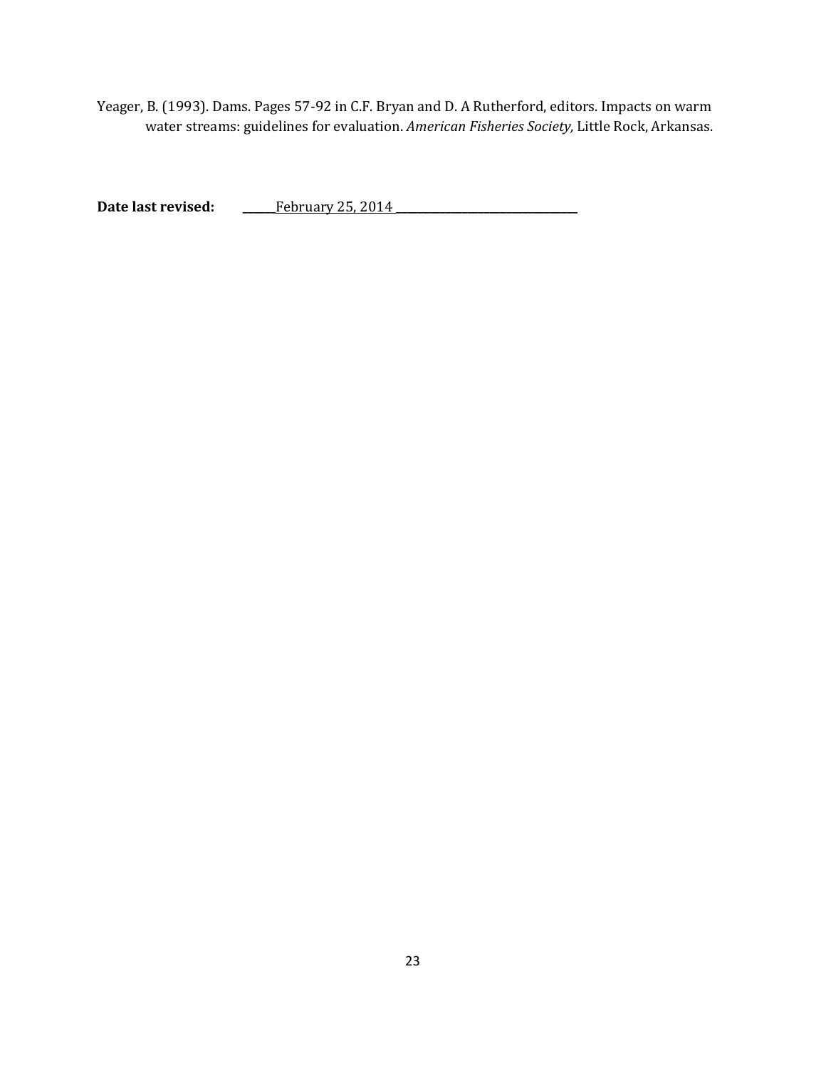Yeager, B. (1993). Dams. Pages 57-92 in C.F. Bryan and D. A Rutherford, editors. Impacts on warm water streams: guidelines for evaluation. *American Fisheries Society,* Little Rock, Arkansas.

**Date last revised:** February 25, 2014